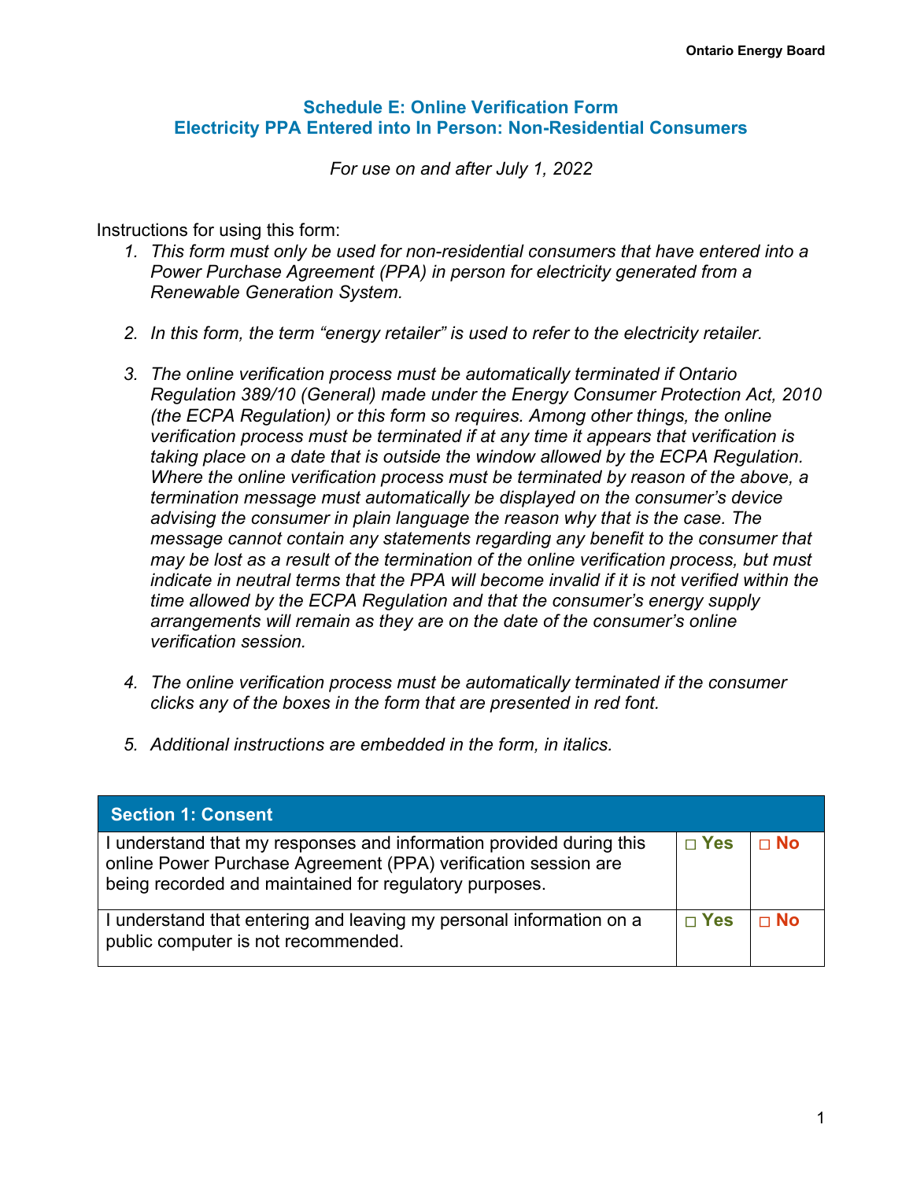Ontario Energy Board

## Schedule E: Online Verification Form
## Electricity PPA Entered into In Person: Non-Residential Consumers

*For use on and after July 1, 2022*

Instructions for using this form:

1. *This form must only be used for non-residential consumers that have entered into a Power Purchase Agreement (PPA) in person for electricity generated from a Renewable Generation System.*

2. *In this form, the term "energy retailer" is used to refer to the electricity retailer.*

3. *The online verification process must be automatically terminated if Ontario Regulation 389/10 (General) made under the Energy Consumer Protection Act, 2010 (the ECPA Regulation) or this form so requires. Among other things, the online verification process must be terminated if at any time it appears that verification is taking place on a date that is outside the window allowed by the ECPA Regulation. Where the online verification process must be terminated by reason of the above, a termination message must automatically be displayed on the consumer's device advising the consumer in plain language the reason why that is the case. The message cannot contain any statements regarding any benefit to the consumer that may be lost as a result of the termination of the online verification process, but must indicate in neutral terms that the PPA will become invalid if it is not verified within the time allowed by the ECPA Regulation and that the consumer's energy supply arrangements will remain as they are on the date of the consumer's online verification session.*

4. *The online verification process must be automatically terminated if the consumer clicks any of the boxes in the form that are presented in red font.*

5. *Additional instructions are embedded in the form, in italics.*

| Section 1: Consent | | |
|---|---|---|
| I understand that my responses and information provided during this online Power Purchase Agreement (PPA) verification session are being recorded and maintained for regulatory purposes. | □ Yes | □ No |
| I understand that entering and leaving my personal information on a public computer is not recommended. | □ Yes | □ No |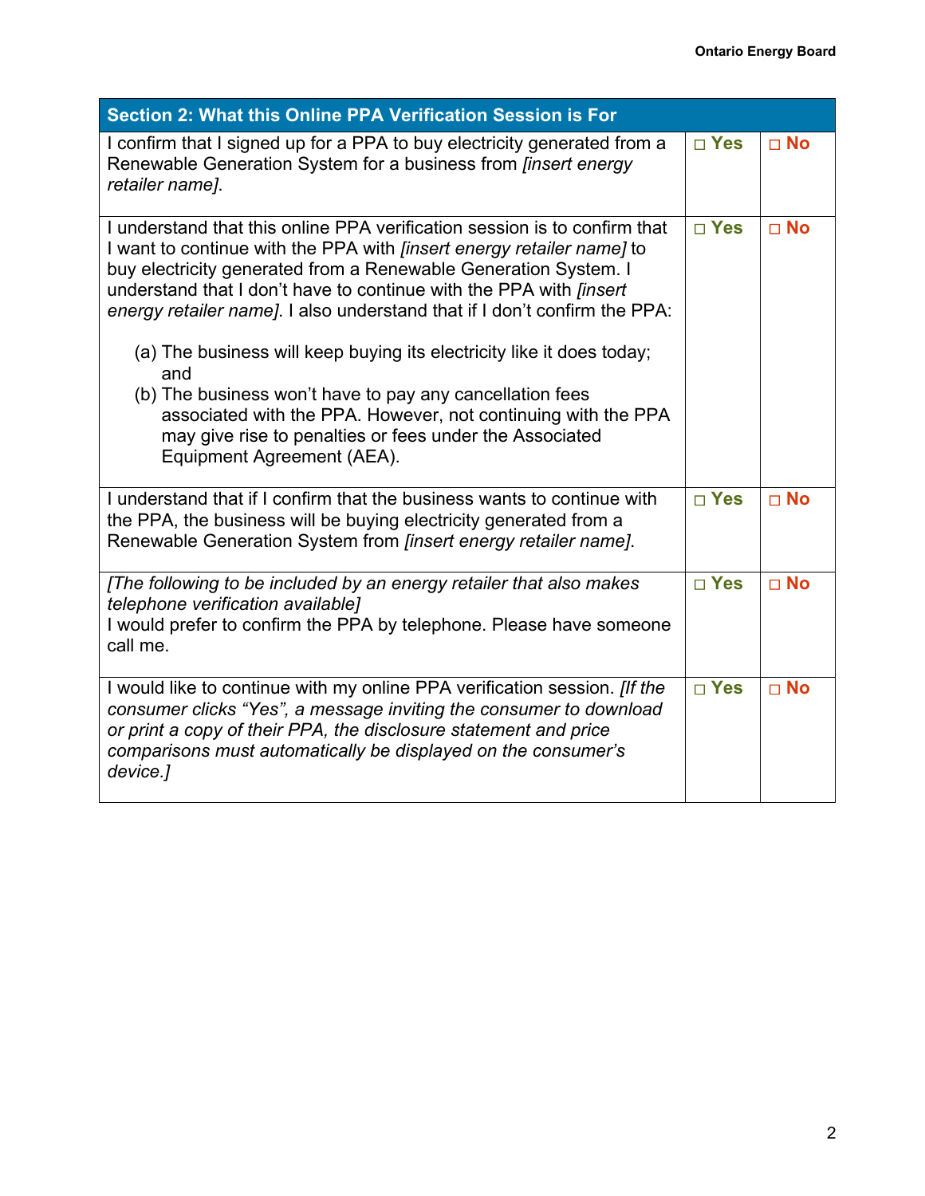| Section 2: What this Online PPA Verification Session is For | | |
|---|---|---|
| I confirm that I signed up for a PPA to buy electricity generated from a Renewable Generation System for a business from *[insert energy retailer name]*. | □ **Yes** | □ **No** |
| I understand that this online PPA verification session is to confirm that I want to continue with the PPA with *[insert energy retailer name]* to buy electricity generated from a Renewable Generation System. I understand that I don't have to continue with the PPA with *[insert energy retailer name]*. I also understand that if I don't confirm the PPA:<br><br>(a) The business will keep buying its electricity like it does today; and<br>(b) The business won't have to pay any cancellation fees associated with the PPA. However, not continuing with the PPA may give rise to penalties or fees under the Associated Equipment Agreement (AEA). | □ **Yes** | □ **No** |
| I understand that if I confirm that the business wants to continue with the PPA, the business will be buying electricity generated from a Renewable Generation System from *[insert energy retailer name]*. | □ **Yes** | □ **No** |
| *[The following to be included by an energy retailer that also makes telephone verification available]*<br>I would prefer to confirm the PPA by telephone. Please have someone call me. | □ **Yes** | □ **No** |
| I would like to continue with my online PPA verification session. *[If the consumer clicks "Yes", a message inviting the consumer to download or print a copy of their PPA, the disclosure statement and price comparisons must automatically be displayed on the consumer's device.]* | □ **Yes** | □ **No** |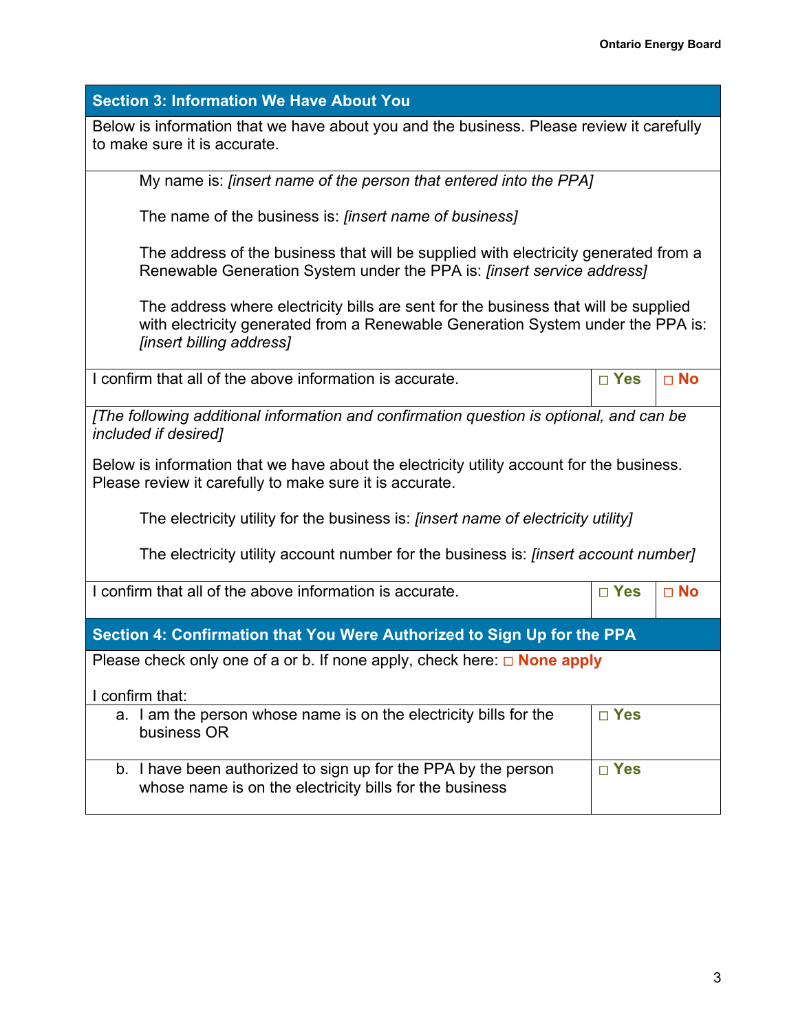## Section 3: Information We Have About You

Below is information that we have about you and the business. Please review it carefully to make sure it is accurate.

My name is: *[insert name of the person that entered into the PPA]*

The name of the business is: *[insert name of business]*

The address of the business that will be supplied with electricity generated from a Renewable Generation System under the PPA is: *[insert service address]*

The address where electricity bills are sent for the business that will be supplied with electricity generated from a Renewable Generation System under the PPA is: *[insert billing address]*

| | | |
|---|---|---|
| I confirm that all of the above information is accurate. | □ **Yes** | □ **No** |

*[The following additional information and confirmation question is optional, and can be included if desired]*

Below is information that we have about the electricity utility account for the business. Please review it carefully to make sure it is accurate.

The electricity utility for the business is: *[insert name of electricity utility]*

The electricity utility account number for the business is: *[insert account number]*

| | | |
|---|---|---|
| I confirm that all of the above information is accurate. | □ **Yes** | □ **No** |

## Section 4: Confirmation that You Were Authorized to Sign Up for the PPA

Please check only one of a or b. If none apply, check here: □ **None apply**

I confirm that:

| | |
|---|---|
| a. I am the person whose name is on the electricity bills for the business OR | □ **Yes** |
| b. I have been authorized to sign up for the PPA by the person whose name is on the electricity bills for the business | □ **Yes** |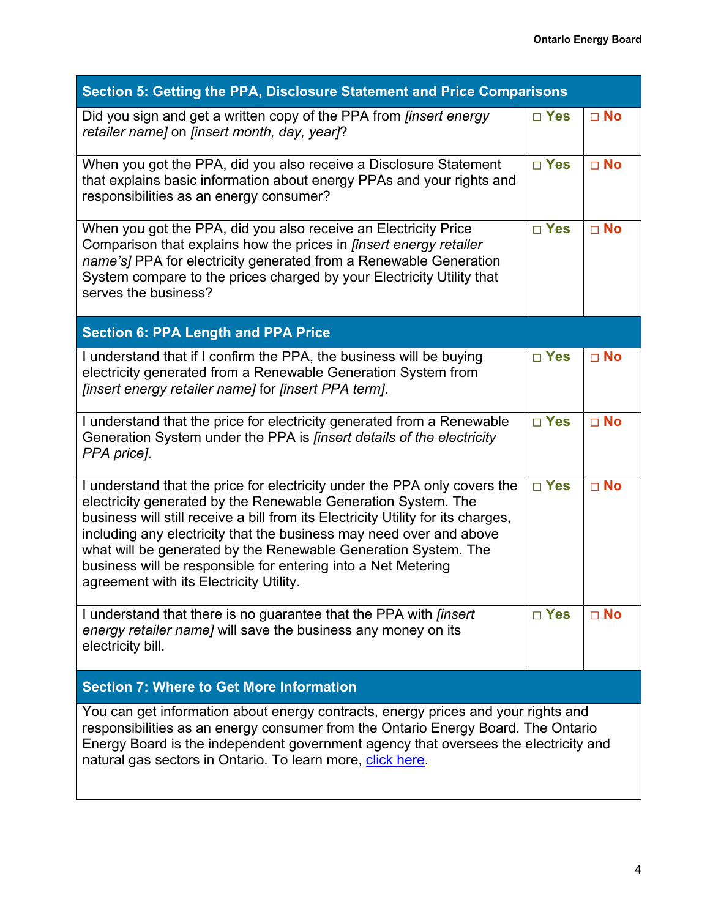| Section 5: Getting the PPA, Disclosure Statement and Price Comparisons | | |
|---|---|---|
| Did you sign and get a written copy of the PPA from *[insert energy retailer name]* on *[insert month, day, year]*? | □ Yes | □ No |
| When you got the PPA, did you also receive a Disclosure Statement that explains basic information about energy PPAs and your rights and responsibilities as an energy consumer? | □ Yes | □ No |
| When you got the PPA, did you also receive an Electricity Price Comparison that explains how the prices in *[insert energy retailer name's]* PPA for electricity generated from a Renewable Generation System compare to the prices charged by your Electricity Utility that serves the business? | □ Yes | □ No |
| **Section 6: PPA Length and PPA Price** | | |
| I understand that if I confirm the PPA, the business will be buying electricity generated from a Renewable Generation System from *[insert energy retailer name]* for *[insert PPA term]*. | □ Yes | □ No |
| I understand that the price for electricity generated from a Renewable Generation System under the PPA is *[insert details of the electricity PPA price]*. | □ Yes | □ No |
| I understand that the price for electricity under the PPA only covers the electricity generated by the Renewable Generation System. The business will still receive a bill from its Electricity Utility for its charges, including any electricity that the business may need over and above what will be generated by the Renewable Generation System. The business will be responsible for entering into a Net Metering agreement with its Electricity Utility. | □ Yes | □ No |
| I understand that there is no guarantee that the PPA with *[insert energy retailer name]* will save the business any money on its electricity bill. | □ Yes | □ No |
| **Section 7: Where to Get More Information** | | |
| You can get information about energy contracts, energy prices and your rights and responsibilities as an energy consumer from the Ontario Energy Board. The Ontario Energy Board is the independent government agency that oversees the electricity and natural gas sectors in Ontario. To learn more, click here. | | |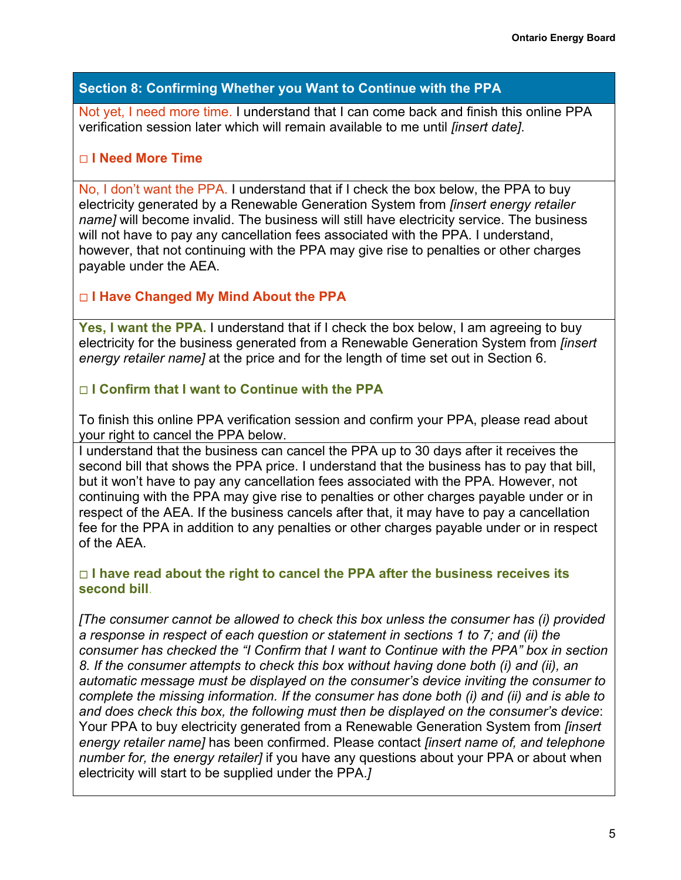## Section 8: Confirming Whether you Want to Continue with the PPA

Not yet, I need more time. I understand that I can come back and finish this online PPA verification session later which will remain available to me until *[insert date]*.

**□ I Need More Time**

No, I don't want the PPA. I understand that if I check the box below, the PPA to buy electricity generated by a Renewable Generation System from *[insert energy retailer name]* will become invalid. The business will still have electricity service. The business will not have to pay any cancellation fees associated with the PPA. I understand, however, that not continuing with the PPA may give rise to penalties or other charges payable under the AEA.

**□ I Have Changed My Mind About the PPA**

**Yes, I want the PPA.** I understand that if I check the box below, I am agreeing to buy electricity for the business generated from a Renewable Generation System from *[insert energy retailer name]* at the price and for the length of time set out in Section 6.

**□ I Confirm that I want to Continue with the PPA**

To finish this online PPA verification session and confirm your PPA, please read about your right to cancel the PPA below.

I understand that the business can cancel the PPA up to 30 days after it receives the second bill that shows the PPA price. I understand that the business has to pay that bill, but it won't have to pay any cancellation fees associated with the PPA. However, not continuing with the PPA may give rise to penalties or other charges payable under or in respect of the AEA. If the business cancels after that, it may have to pay a cancellation fee for the PPA in addition to any penalties or other charges payable under or in respect of the AEA.

**□ I have read about the right to cancel the PPA after the business receives its second bill.**

*[The consumer cannot be allowed to check this box unless the consumer has (i) provided a response in respect of each question or statement in sections 1 to 7; and (ii) the consumer has checked the "I Confirm that I want to Continue with the PPA" box in section 8. If the consumer attempts to check this box without having done both (i) and (ii), an automatic message must be displayed on the consumer's device inviting the consumer to complete the missing information. If the consumer has done both (i) and (ii) and is able to and does check this box, the following must then be displayed on the consumer's device*: Your PPA to buy electricity generated from a Renewable Generation System from *[insert energy retailer name]* has been confirmed. Please contact *[insert name of, and telephone number for, the energy retailer]* if you have any questions about your PPA or about when electricity will start to be supplied under the PPA.*]*